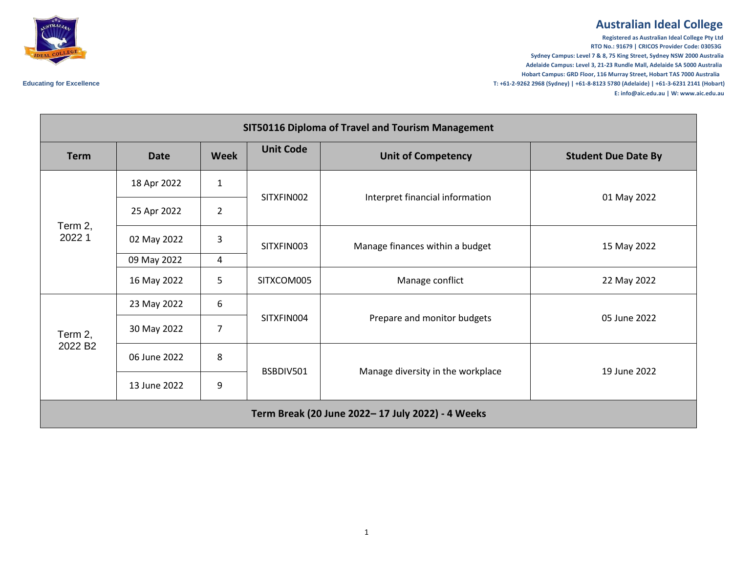# Australian Ideal College

**Registered as Australian Ideal College Pty Ltd**
**RTO No.: 91679 | CRICOS Provider Code: 03053G**
**Sydney Campus: Level 7 & 8, 75 King Street, Sydney NSW 2000 Australia**
**Adelaide Campus: Level 3, 21-23 Rundle Mall, Adelaide SA 5000 Australia**
**Hobart Campus: GRD Floor, 116 Murray Street, Hobart TAS 7000 Australia**
**T: +61-2-9262 2968 (Sydney) | +61-8-8123 5780 (Adelaide) | +61-3-6231 2141 (Hobart)**
**E: info@aic.edu.au | W: www.aic.edu.au**

Educating for Excellence

| SIT50116 Diploma of Travel and Tourism Management | | | | | |
|---|---|---|---|---|---|
| **Term** | **Date** | **Week** | **Unit Code** | **Unit of Competency** | **Student Due Date By** |
| Term 2, 2022 1 | 18 Apr 2022 | 1 | SITXFIN002 | Interpret financial information | 01 May 2022 |
| | 25 Apr 2022 | 2 | | | |
| | 02 May 2022 | 3 | SITXFIN003 | Manage finances within a budget | 15 May 2022 |
| | 09 May 2022 | 4 | | | |
| | 16 May 2022 | 5 | SITXCOM005 | Manage conflict | 22 May 2022 |
| Term 2, 2022 B2 | 23 May 2022 | 6 | SITXFIN004 | Prepare and monitor budgets | 05 June 2022 |
| | 30 May 2022 | 7 | | | |
| | 06 June 2022 | 8 | BSBDIV501 | Manage diversity in the workplace | 19 June 2022 |
| | 13 June 2022 | 9 | | | |
| **Term Break (20 June 2022– 17 July 2022) - 4 Weeks** | | | | | |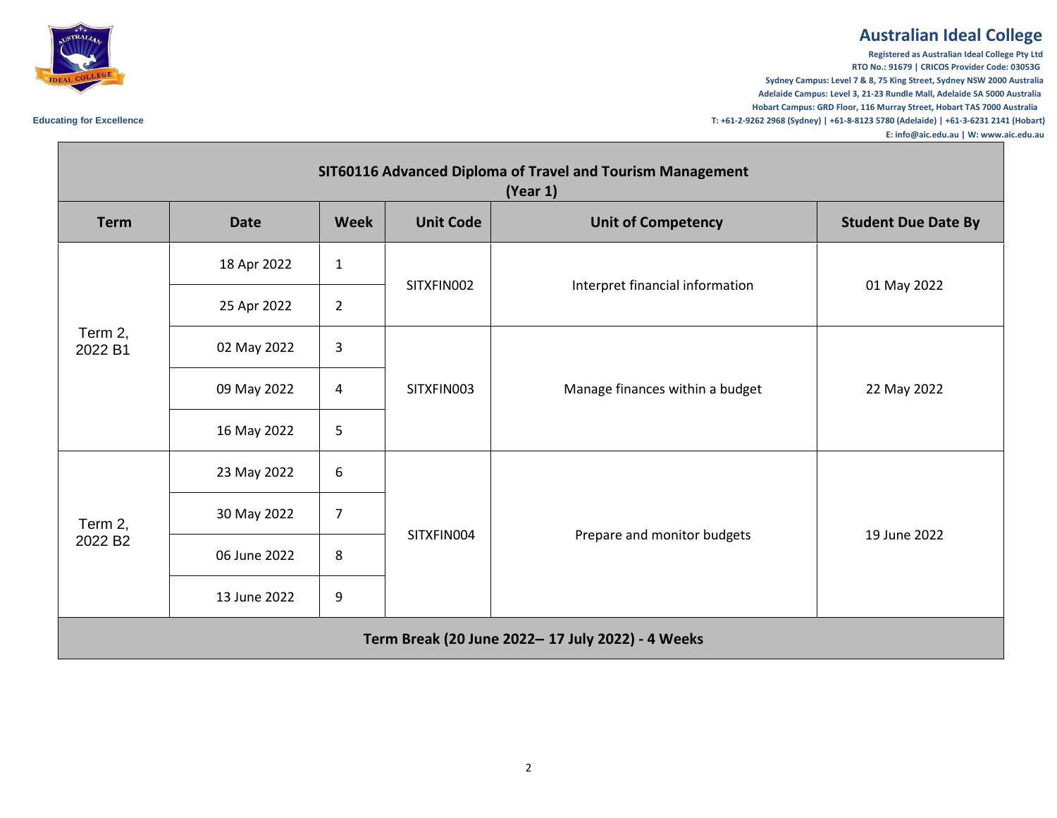| SIT60116 Advanced Diploma of Travel and Tourism Management (Year 1) | | | | | |
|---|---|---|---|---|---|
| **Term** | **Date** | **Week** | **Unit Code** | **Unit of Competency** | **Student Due Date By** |
| Term 2, 2022 B1 | 18 Apr 2022 | 1 | SITXFIN002 | Interpret financial information | 01 May 2022 |
| | 25 Apr 2022 | 2 | | | |
| | 02 May 2022 | 3 | SITXFIN003 | Manage finances within a budget | 22 May 2022 |
| | 09 May 2022 | 4 | | | |
| | 16 May 2022 | 5 | | | |
| Term 2, 2022 B2 | 23 May 2022 | 6 | SITXFIN004 | Prepare and monitor budgets | 19 June 2022 |
| | 30 May 2022 | 7 | | | |
| | 06 June 2022 | 8 | | | |
| | 13 June 2022 | 9 | | | |
| **Term Break (20 June 2022– 17 July 2022) - 4 Weeks** | | | | | |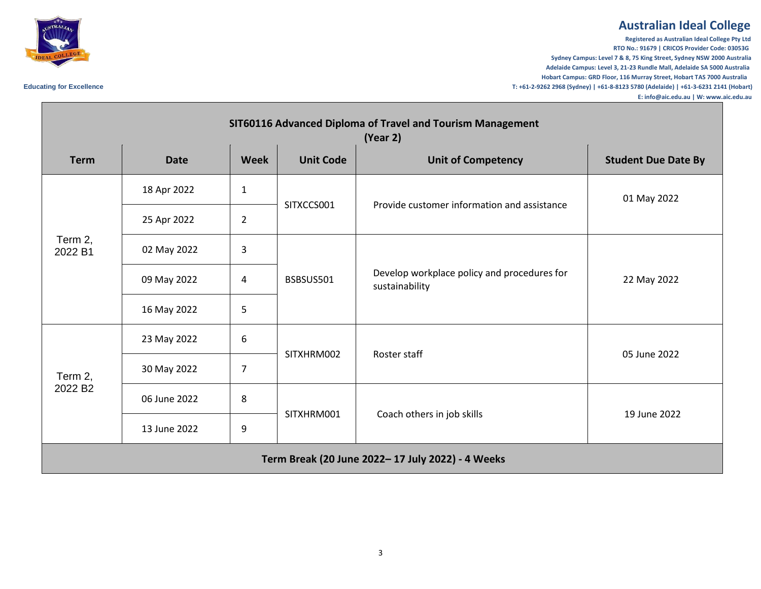# Australian Ideal College

**Registered as Australian Ideal College Pty Ltd**
**RTO No.: 91679 | CRICOS Provider Code: 03053G**
**Sydney Campus: Level 7 & 8, 75 King Street, Sydney NSW 2000 Australia**
**Adelaide Campus: Level 3, 21-23 Rundle Mall, Adelaide SA 5000 Australia**
**Hobart Campus: GRD Floor, 116 Murray Street, Hobart TAS 7000 Australia**
**T: +61-2-9262 2968 (Sydney) | +61-8-8123 5780 (Adelaide) | +61-3-6231 2141 (Hobart)**
**E: info@aic.edu.au | W: www.aic.edu.au**

Educating for Excellence

## SIT60116 Advanced Diploma of Travel and Tourism Management (Year 2)

| Term | Date | Week | Unit Code | Unit of Competency | Student Due Date By |
|---|---|---|---|---|---|
| Term 2, 2022 B1 | 18 Apr 2022 | 1 | SITXCCS001 | Provide customer information and assistance | 01 May 2022 |
| | 25 Apr 2022 | 2 | | | |
| | 02 May 2022 | 3 | BSBSUS501 | Develop workplace policy and procedures for sustainability | 22 May 2022 |
| | 09 May 2022 | 4 | | | |
| | 16 May 2022 | 5 | | | |
| Term 2, 2022 B2 | 23 May 2022 | 6 | SITXHRM002 | Roster staff | 05 June 2022 |
| | 30 May 2022 | 7 | | | |
| | 06 June 2022 | 8 | SITXHRM001 | Coach others in job skills | 19 June 2022 |
| | 13 June 2022 | 9 | | | |
| **Term Break (20 June 2022– 17 July 2022) - 4 Weeks** | | | | | |